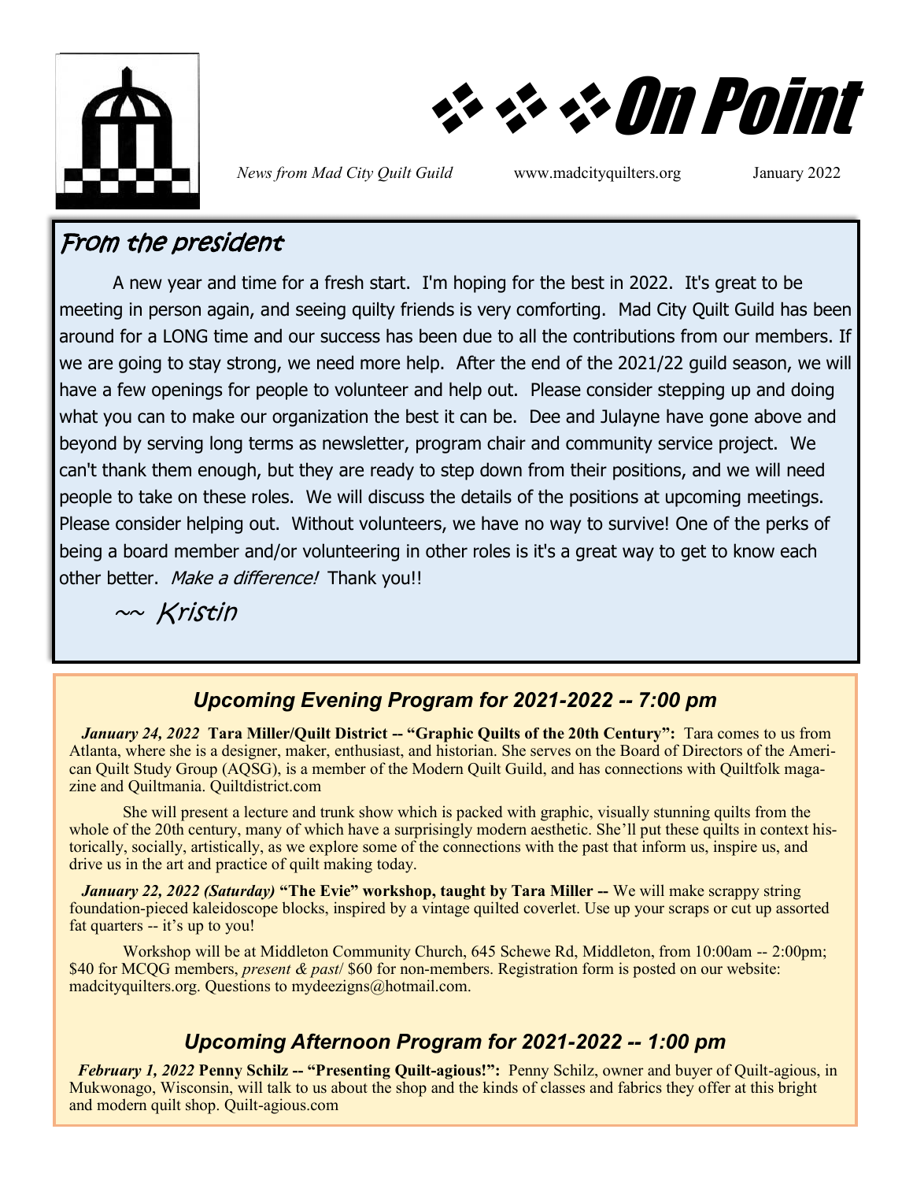# On Point

*News from Mad City Quilt Guild* www.madcityquilters.org January 2022

## From the president

A new year and time for a fresh start. I'm hoping for the best in 2022. It's great to be meeting in person again, and seeing quilty friends is very comforting. Mad City Quilt Guild has been around for a LONG time and our success has been due to all the contributions from our members. If we are going to stay strong, we need more help. After the end of the 2021/22 guild season, we will have a few openings for people to volunteer and help out. Please consider stepping up and doing what you can to make our organization the best it can be. Dee and Julayne have gone above and beyond by serving long terms as newsletter, program chair and community service project. We can't thank them enough, but they are ready to step down from their positions, and we will need people to take on these roles. We will discuss the details of the positions at upcoming meetings. Please consider helping out. Without volunteers, we have no way to survive! One of the perks of being a board member and/or volunteering in other roles is it's a great way to get to know each other better. *Make a difference!* Thank you!!

~~ Kristin

## *Upcoming Evening Program for 2021-2022 -- 7:00 pm*

***January 24, 2022*** **Tara Miller/Quilt District -- "Graphic Quilts of the 20th Century":** Tara comes to us from Atlanta, where she is a designer, maker, enthusiast, and historian. She serves on the Board of Directors of the American Quilt Study Group (AQSG), is a member of the Modern Quilt Guild, and has connections with Quiltfolk magazine and Quiltmania. Quiltdistrict.com

She will present a lecture and trunk show which is packed with graphic, visually stunning quilts from the whole of the 20th century, many of which have a surprisingly modern aesthetic. She'll put these quilts in context historically, socially, artistically, as we explore some of the connections with the past that inform us, inspire us, and drive us in the art and practice of quilt making today.

***January 22, 2022 (Saturday)*** **"The Evie" workshop, taught by Tara Miller --** We will make scrappy string foundation-pieced kaleidoscope blocks, inspired by a vintage quilted coverlet. Use up your scraps or cut up assorted fat quarters -- it's up to you!

Workshop will be at Middleton Community Church, 645 Schewe Rd, Middleton, from 10:00am -- 2:00pm; $40 for MCQG members, *present & past*/ $60 for non-members. Registration form is posted on our website: madcityquilters.org. Questions to mydeezigns@hotmail.com.

## *Upcoming Afternoon Program for 2021-2022 -- 1:00 pm*

***February 1, 2022*** **Penny Schilz -- "Presenting Quilt-agious!":** Penny Schilz, owner and buyer of Quilt-agious, in Mukwonago, Wisconsin, will talk to us about the shop and the kinds of classes and fabrics they offer at this bright and modern quilt shop. Quilt-agious.com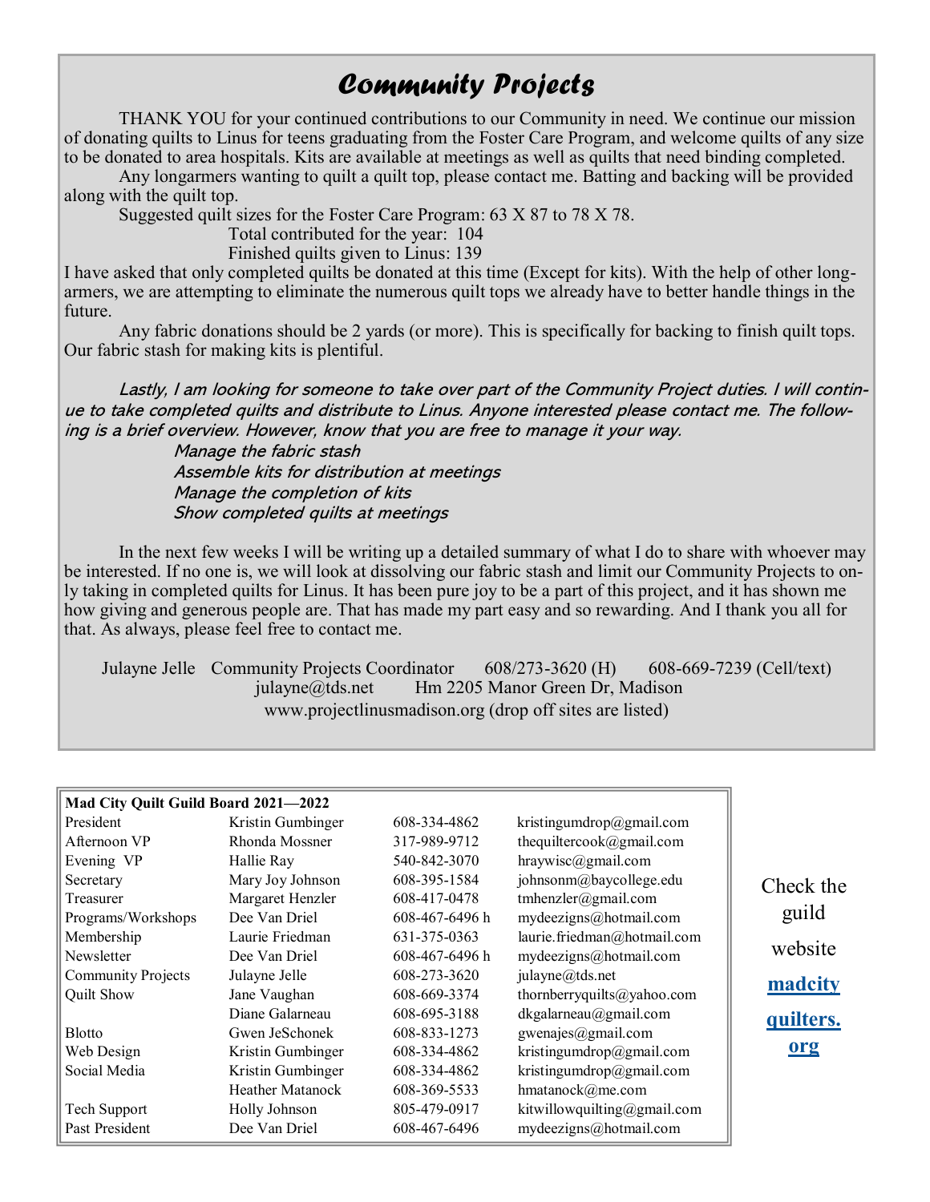# Community Projects

THANK YOU for your continued contributions to our Community in need. We continue our mission of donating quilts to Linus for teens graduating from the Foster Care Program, and welcome quilts of any size to be donated to area hospitals. Kits are available at meetings as well as quilts that need binding completed.

Any longarmers wanting to quilt a quilt top, please contact me. Batting and backing will be provided along with the quilt top.

Suggested quilt sizes for the Foster Care Program: 63 X 87 to 78 X 78.

Total contributed for the year: 104

Finished quilts given to Linus: 139

I have asked that only completed quilts be donated at this time (Except for kits). With the help of other long-armers, we are attempting to eliminate the numerous quilt tops we already have to better handle things in the future.

Any fabric donations should be 2 yards (or more). This is specifically for backing to finish quilt tops. Our fabric stash for making kits is plentiful.

*Lastly, I am looking for someone to take over part of the Community Project duties. I will continue to take completed quilts and distribute to Linus. Anyone interested please contact me. The following is a brief overview. However, know that you are free to manage it your way.*

*Manage the fabric stash*
*Assemble kits for distribution at meetings*
*Manage the completion of kits*
*Show completed quilts at meetings*

In the next few weeks I will be writing up a detailed summary of what I do to share with whoever may be interested. If no one is, we will look at dissolving our fabric stash and limit our Community Projects to only taking in completed quilts for Linus. It has been pure joy to be a part of this project, and it has shown me how giving and generous people are. That has made my part easy and so rewarding. And I thank you all for that. As always, please feel free to contact me.

Julayne Jelle Community Projects Coordinator 608/273-3620 (H) 608-669-7239 (Cell/text)
julayne@tds.net Hm 2205 Manor Green Dr, Madison
www.projectlinusmadison.org (drop off sites are listed)

| **Mad City Quilt Guild Board 2021—2022** | | | |
|---|---|---|---|
| President | Kristin Gumbinger | 608-334-4862 | kristingumdrop@gmail.com |
| Afternoon VP | Rhonda Mossner | 317-989-9712 | thequiltercook@gmail.com |
| Evening VP | Hallie Ray | 540-842-3070 | hraywisc@gmail.com |
| Secretary | Mary Joy Johnson | 608-395-1584 | johnsonm@baycollege.edu |
| Treasurer | Margaret Henzler | 608-417-0478 | tmhenzler@gmail.com |
| Programs/Workshops | Dee Van Driel | 608-467-6496 h | mydeezigns@hotmail.com |
| Membership | Laurie Friedman | 631-375-0363 | laurie.friedman@hotmail.com |
| Newsletter | Dee Van Driel | 608-467-6496 h | mydeezigns@hotmail.com |
| Community Projects | Julayne Jelle | 608-273-3620 | julayne@tds.net |
| Quilt Show | Jane Vaughan | 608-669-3374 | thornberryquilts@yahoo.com |
| | Diane Galarneau | 608-695-3188 | dkgalarneau@gmail.com |
| Blotto | Gwen JeSchonek | 608-833-1273 | gwenajes@gmail.com |
| Web Design | Kristin Gumbinger | 608-334-4862 | kristingumdrop@gmail.com |
| Social Media | Kristin Gumbinger | 608-334-4862 | kristingumdrop@gmail.com |
| | Heather Matanock | 608-369-5533 | hmatanock@me.com |
| Tech Support | Holly Johnson | 805-479-0917 | kitwillowquilting@gmail.com |
| Past President | Dee Van Driel | 608-467-6496 | mydeezigns@hotmail.com |

Check the guild website **[madcityquilters.org](madcityquilters.org)**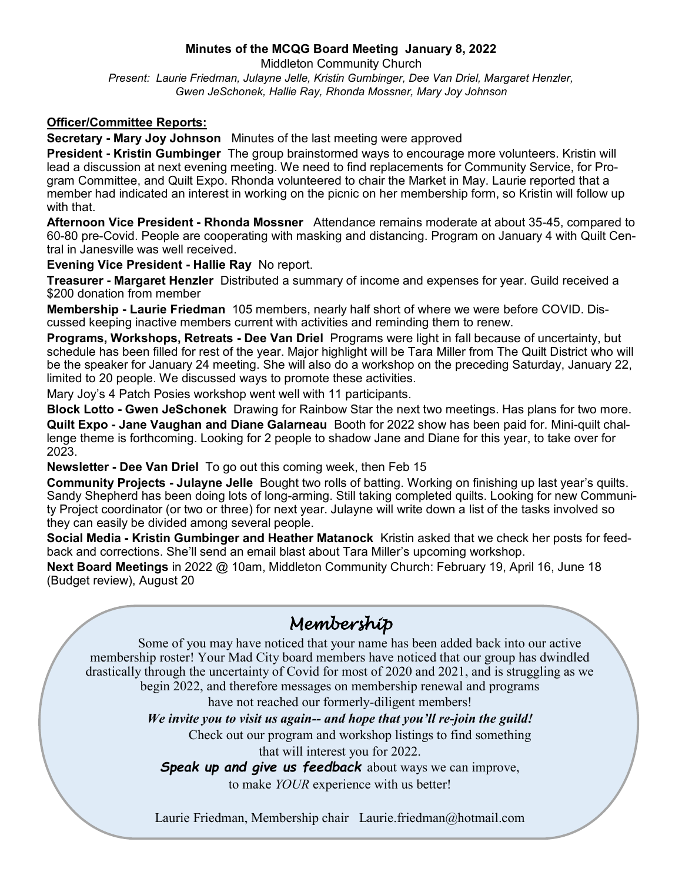## Minutes of the MCQG Board Meeting January 8, 2022

Middleton Community Church

*Present: Laurie Friedman, Julayne Jelle, Kristin Gumbinger, Dee Van Driel, Margaret Henzler, Gwen JeSchonek, Hallie Ray, Rhonda Mossner, Mary Joy Johnson*

**Officer/Committee Reports:**

**Secretary - Mary Joy Johnson** Minutes of the last meeting were approved

**President - Kristin Gumbinger** The group brainstormed ways to encourage more volunteers. Kristin will lead a discussion at next evening meeting. We need to find replacements for Community Service, for Program Committee, and Quilt Expo. Rhonda volunteered to chair the Market in May. Laurie reported that a member had indicated an interest in working on the picnic on her membership form, so Kristin will follow up with that.

**Afternoon Vice President - Rhonda Mossner** Attendance remains moderate at about 35-45, compared to 60-80 pre-Covid. People are cooperating with masking and distancing. Program on January 4 with Quilt Central in Janesville was well received.

**Evening Vice President - Hallie Ray** No report.

**Treasurer - Margaret Henzler** Distributed a summary of income and expenses for year. Guild received a $200 donation from member

**Membership - Laurie Friedman** 105 members, nearly half short of where we were before COVID. Discussed keeping inactive members current with activities and reminding them to renew.

**Programs, Workshops, Retreats - Dee Van Driel** Programs were light in fall because of uncertainty, but schedule has been filled for rest of the year. Major highlight will be Tara Miller from The Quilt District who will be the speaker for January 24 meeting. She will also do a workshop on the preceding Saturday, January 22, limited to 20 people. We discussed ways to promote these activities.

Mary Joy's 4 Patch Posies workshop went well with 11 participants.

**Block Lotto - Gwen JeSchonek** Drawing for Rainbow Star the next two meetings. Has plans for two more.

**Quilt Expo - Jane Vaughan and Diane Galarneau** Booth for 2022 show has been paid for. Mini-quilt challenge theme is forthcoming. Looking for 2 people to shadow Jane and Diane for this year, to take over for 2023.

**Newsletter - Dee Van Driel** To go out this coming week, then Feb 15

**Community Projects - Julayne Jelle** Bought two rolls of batting. Working on finishing up last year's quilts. Sandy Shepherd has been doing lots of long-arming. Still taking completed quilts. Looking for new Community Project coordinator (or two or three) for next year. Julayne will write down a list of the tasks involved so they can easily be divided among several people.

**Social Media - Kristin Gumbinger and Heather Matanock** Kristin asked that we check her posts for feedback and corrections. She'll send an email blast about Tara Miller's upcoming workshop.

**Next Board Meetings** in 2022 @ 10am, Middleton Community Church: February 19, April 16, June 18 (Budget review), August 20

## *Membership*

Some of you may have noticed that your name has been added back into our active membership roster! Your Mad City board members have noticed that our group has dwindled drastically through the uncertainty of Covid for most of 2020 and 2021, and is struggling as we begin 2022, and therefore messages on membership renewal and programs have not reached our formerly-diligent members!

***We invite you to visit us again-- and hope that you'll re-join the guild!***

Check out our program and workshop listings to find something that will interest you for 2022.

***Speak up and give us feedback*** about ways we can improve, to make *YOUR* experience with us better!

Laurie Friedman, Membership chair Laurie.friedman@hotmail.com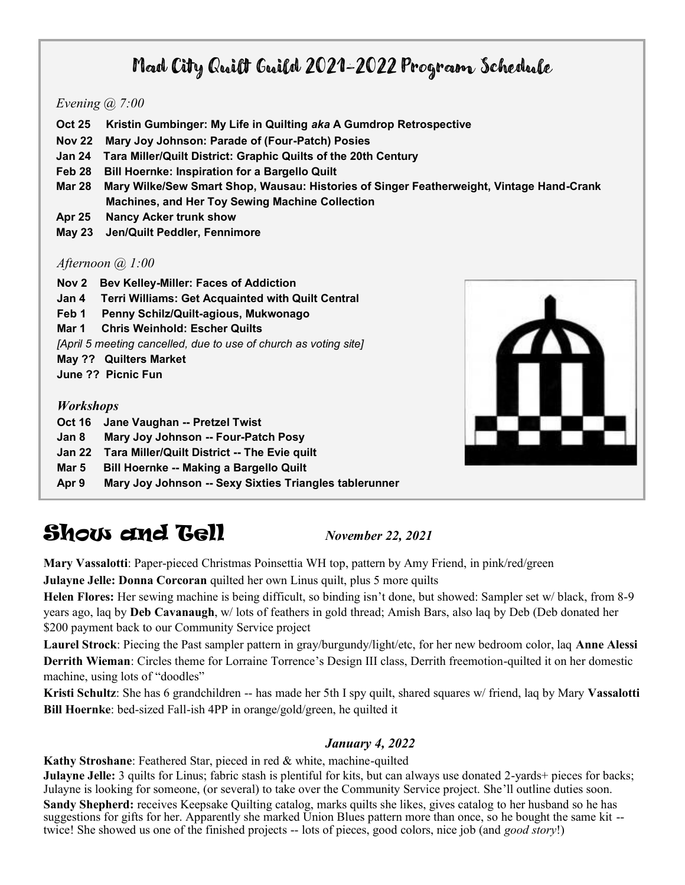# Mad City Quilt Guild 2021-2022 Program Schedule

*Evening @ 7:00*

**Oct 25 Kristin Gumbinger: My Life in Quilting *aka* A Gumdrop Retrospective**
**Nov 22 Mary Joy Johnson: Parade of (Four-Patch) Posies**
**Jan 24 Tara Miller/Quilt District: Graphic Quilts of the 20th Century**
**Feb 28 Bill Hoernke: Inspiration for a Bargello Quilt**
**Mar 28 Mary Wilke/Sew Smart Shop, Wausau: Histories of Singer Featherweight, Vintage Hand-Crank Machines, and Her Toy Sewing Machine Collection**
**Apr 25 Nancy Acker trunk show**
**May 23 Jen/Quilt Peddler, Fennimore**

*Afternoon @ 1:00*

**Nov 2 Bev Kelley-Miller: Faces of Addiction**
**Jan 4 Terri Williams: Get Acquainted with Quilt Central**
**Feb 1 Penny Schilz/Quilt-agious, Mukwonago**
**Mar 1 Chris Weinhold: Escher Quilts**
*[April 5 meeting cancelled, due to use of church as voting site]*
**May ?? Quilters Market**
**June ?? Picnic Fun**

***Workshops***

**Oct 16 Jane Vaughan -- Pretzel Twist**
**Jan 8 Mary Joy Johnson -- Four-Patch Posy**
**Jan 22 Tara Miller/Quilt District -- The Evie quilt**
**Mar 5 Bill Hoernke -- Making a Bargello Quilt**
**Apr 9 Mary Joy Johnson -- Sexy Sixties Triangles tablerunner**

# Show and Tell

***November 22, 2021***

**Mary Vassalotti**: Paper-pieced Christmas Poinsettia WH top, pattern by Amy Friend, in pink/red/green

**Julayne Jelle: Donna Corcoran** quilted her own Linus quilt, plus 5 more quilts

**Helen Flores:** Her sewing machine is being difficult, so binding isn't done, but showed: Sampler set w/ black, from 8-9 years ago, laq by **Deb Cavanaugh**, w/ lots of feathers in gold thread; Amish Bars, also laq by Deb (Deb donated her $200 payment back to our Community Service project

**Laurel Strock**: Piecing the Past sampler pattern in gray/burgundy/light/etc, for her new bedroom color, laq **Anne Alessi**

**Derrith Wieman**: Circles theme for Lorraine Torrence's Design III class, Derrith freemotion-quilted it on her domestic machine, using lots of "doodles"

**Kristi Schultz**: She has 6 grandchildren -- has made her 5th I spy quilt, shared squares w/ friend, laq by Mary **Vassalotti**

**Bill Hoernke**: bed-sized Fall-ish 4PP in orange/gold/green, he quilted it

***January 4, 2022***

**Kathy Stroshane**: Feathered Star, pieced in red & white, machine-quilted

**Julayne Jelle:** 3 quilts for Linus; fabric stash is plentiful for kits, but can always use donated 2-yards+ pieces for backs; Julayne is looking for someone, (or several) to take over the Community Service project. She'll outline duties soon.

**Sandy Shepherd:** receives Keepsake Quilting catalog, marks quilts she likes, gives catalog to her husband so he has suggestions for gifts for her. Apparently she marked Union Blues pattern more than once, so he bought the same kit -- twice! She showed us one of the finished projects -- lots of pieces, good colors, nice job (and *good story*!)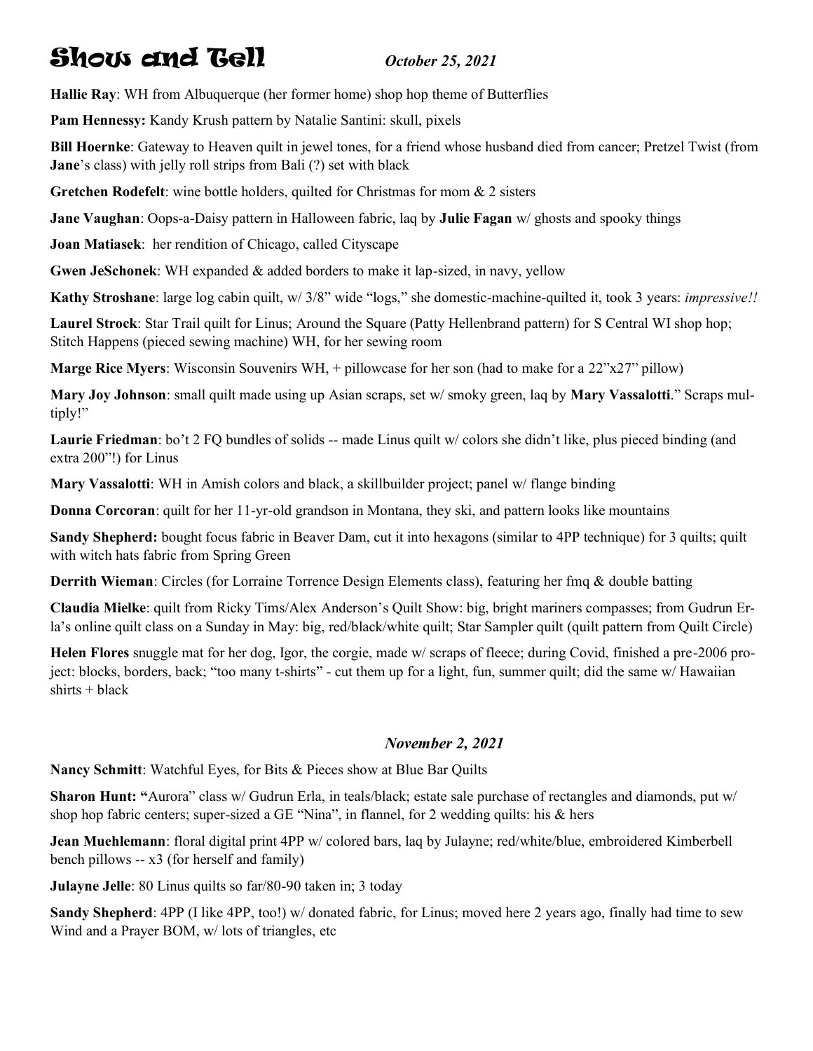# Show and Tell *October 25, 2021*

**Hallie Ray**: WH from Albuquerque (her former home) shop hop theme of Butterflies

**Pam Hennessy:** Kandy Krush pattern by Natalie Santini: skull, pixels

**Bill Hoernke**: Gateway to Heaven quilt in jewel tones, for a friend whose husband died from cancer; Pretzel Twist (from **Jane**'s class) with jelly roll strips from Bali (?) set with black

**Gretchen Rodefelt**: wine bottle holders, quilted for Christmas for mom & 2 sisters

**Jane Vaughan**: Oops-a-Daisy pattern in Halloween fabric, laq by **Julie Fagan** w/ ghosts and spooky things

**Joan Matiasek**: her rendition of Chicago, called Cityscape

**Gwen JeSchonek**: WH expanded & added borders to make it lap-sized, in navy, yellow

**Kathy Stroshane**: large log cabin quilt, w/ 3/8" wide "logs," she domestic-machine-quilted it, took 3 years: *impressive!!*

**Laurel Strock**: Star Trail quilt for Linus; Around the Square (Patty Hellenbrand pattern) for S Central WI shop hop; Stitch Happens (pieced sewing machine) WH, for her sewing room

**Marge Rice Myers**: Wisconsin Souvenirs WH, + pillowcase for her son (had to make for a 22"x27" pillow)

**Mary Joy Johnson**: small quilt made using up Asian scraps, set w/ smoky green, laq by **Mary Vassalotti**." Scraps multiply!"

**Laurie Friedman**: bo't 2 FQ bundles of solids -- made Linus quilt w/ colors she didn't like, plus pieced binding (and extra 200"!) for Linus

**Mary Vassalotti**: WH in Amish colors and black, a skillbuilder project; panel w/ flange binding

**Donna Corcoran**: quilt for her 11-yr-old grandson in Montana, they ski, and pattern looks like mountains

**Sandy Shepherd:** bought focus fabric in Beaver Dam, cut it into hexagons (similar to 4PP technique) for 3 quilts; quilt with witch hats fabric from Spring Green

**Derrith Wieman**: Circles (for Lorraine Torrence Design Elements class), featuring her fmq & double batting

**Claudia Mielke**: quilt from Ricky Tims/Alex Anderson's Quilt Show: big, bright mariners compasses; from Gudrun Erla's online quilt class on a Sunday in May: big, red/black/white quilt; Star Sampler quilt (quilt pattern from Quilt Circle)

**Helen Flores** snuggle mat for her dog, Igor, the corgie, made w/ scraps of fleece; during Covid, finished a pre-2006 project: blocks, borders, back; "too many t-shirts" - cut them up for a light, fun, summer quilt; did the same w/ Hawaiian shirts + black

### *November 2, 2021*

**Nancy Schmitt**: Watchful Eyes, for Bits & Pieces show at Blue Bar Quilts

**Sharon Hunt: "**Aurora" class w/ Gudrun Erla, in teals/black; estate sale purchase of rectangles and diamonds, put w/ shop hop fabric centers; super-sized a GE "Nina", in flannel, for 2 wedding quilts: his & hers

**Jean Muehlemann**: floral digital print 4PP w/ colored bars, laq by Julayne; red/white/blue, embroidered Kimberbell bench pillows -- x3 (for herself and family)

**Julayne Jelle**: 80 Linus quilts so far/80-90 taken in; 3 today

**Sandy Shepherd**: 4PP (I like 4PP, too!) w/ donated fabric, for Linus; moved here 2 years ago, finally had time to sew Wind and a Prayer BOM, w/ lots of triangles, etc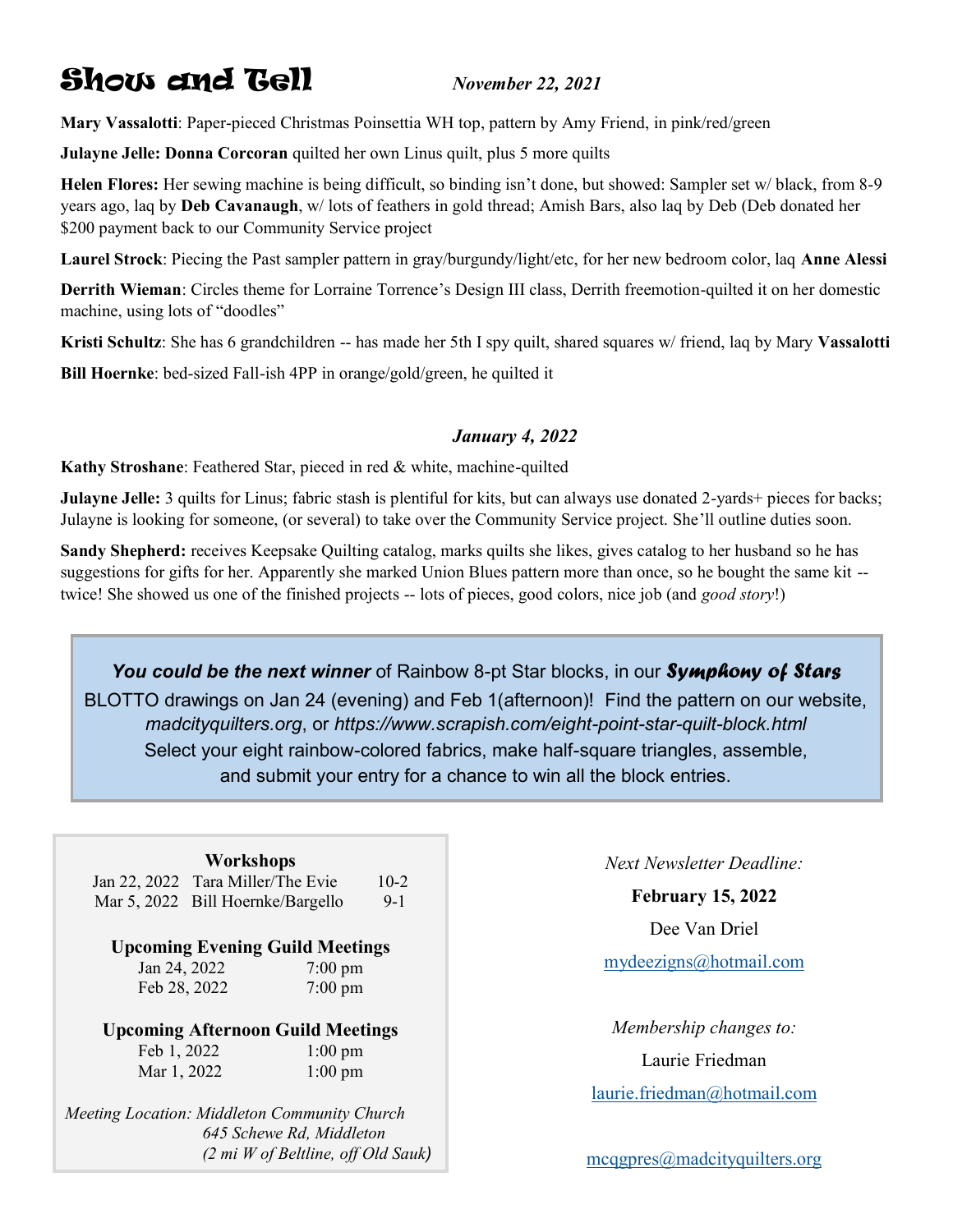# Show and Tell

***November 22, 2021***

**Mary Vassalotti**: Paper-pieced Christmas Poinsettia WH top, pattern by Amy Friend, in pink/red/green

**Julayne Jelle: Donna Corcoran** quilted her own Linus quilt, plus 5 more quilts

**Helen Flores:** Her sewing machine is being difficult, so binding isn't done, but showed: Sampler set w/ black, from 8-9 years ago, laq by **Deb Cavanaugh**, w/ lots of feathers in gold thread; Amish Bars, also laq by Deb (Deb donated her $200 payment back to our Community Service project

**Laurel Strock**: Piecing the Past sampler pattern in gray/burgundy/light/etc, for her new bedroom color, laq **Anne Alessi**

**Derrith Wieman**: Circles theme for Lorraine Torrence's Design III class, Derrith freemotion-quilted it on her domestic machine, using lots of "doodles"

**Kristi Schultz**: She has 6 grandchildren -- has made her 5th I spy quilt, shared squares w/ friend, laq by Mary **Vassalotti**

**Bill Hoernke**: bed-sized Fall-ish 4PP in orange/gold/green, he quilted it

***January 4, 2022***

**Kathy Stroshane**: Feathered Star, pieced in red & white, machine-quilted

**Julayne Jelle:** 3 quilts for Linus; fabric stash is plentiful for kits, but can always use donated 2-yards+ pieces for backs; Julayne is looking for someone, (or several) to take over the Community Service project. She'll outline duties soon.

**Sandy Shepherd:** receives Keepsake Quilting catalog, marks quilts she likes, gives catalog to her husband so he has suggestions for gifts for her. Apparently she marked Union Blues pattern more than once, so he bought the same kit -- twice! She showed us one of the finished projects -- lots of pieces, good colors, nice job (and *good story*!)

***You could be the next winner*** of Rainbow 8-pt Star blocks, in our ***Symphony of Stars*** BLOTTO drawings on Jan 24 (evening) and Feb 1(afternoon)! Find the pattern on our website, *madcityquilters.org*, or *https://www.scrapish.com/eight-point-star-quilt-block.html*
Select your eight rainbow-colored fabrics, make half-square triangles, assemble, and submit your entry for a chance to win all the block entries.

**Workshops**

| | | |
|---|---|---|
| Jan 22, 2022 | Tara Miller/The Evie | 10-2 |
| Mar 5, 2022 | Bill Hoernke/Bargello | 9-1 |

**Upcoming Evening Guild Meetings**

| | |
|---|---|
| Jan 24, 2022 | 7:00 pm |
| Feb 28, 2022 | 7:00 pm |

**Upcoming Afternoon Guild Meetings**

| | |
|---|---|
| Feb 1, 2022 | 1:00 pm |
| Mar 1, 2022 | 1:00 pm |

*Meeting Location: Middleton Community Church*
*645 Schewe Rd, Middleton*
*(2 mi W of Beltline, off Old Sauk)*

*Next Newsletter Deadline:*

**February 15, 2022**

Dee Van Driel

mydeezigns@hotmail.com

*Membership changes to:*

Laurie Friedman

laurie.friedman@hotmail.com

mcqgpres@madcityquilters.org